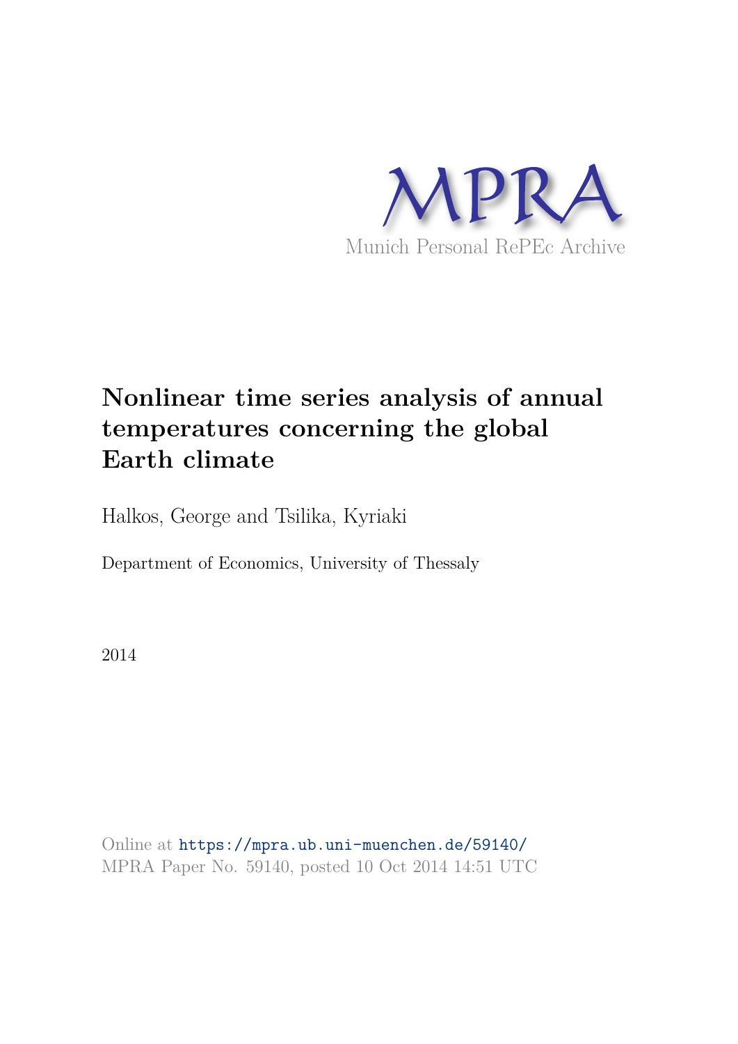MPRA

Munich Personal RePEc Archive

# Nonlinear time series analysis of annual temperatures concerning the global Earth climate

Halkos, George and Tsilika, Kyriaki

Department of Economics, University of Thessaly

2014

Online at https://mpra.ub.uni-muenchen.de/59140/
MPRA Paper No. 59140, posted 10 Oct 2014 14:51 UTC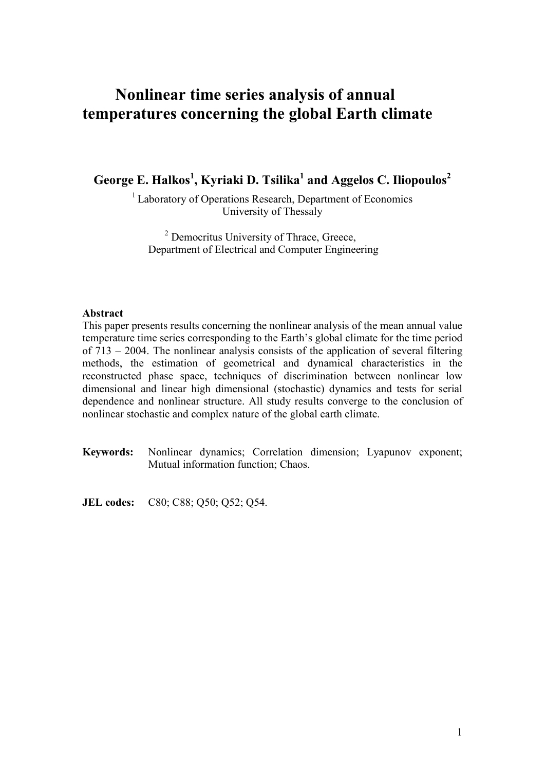# Nonlinear time series analysis of annual temperatures concerning the global Earth climate

**George E. Halkos[1], Kyriaki D. Tsilika[1] and Aggelos C. Iliopoulos[2]**

[1] Laboratory of Operations Research, Department of Economics
University of Thessaly

[2] Democritus University of Thrace, Greece,
Department of Electrical and Computer Engineering

**Abstract**

This paper presents results concerning the nonlinear analysis of the mean annual value temperature time series corresponding to the Earth's global climate for the time period of 713 – 2004. The nonlinear analysis consists of the application of several filtering methods, the estimation of geometrical and dynamical characteristics in the reconstructed phase space, techniques of discrimination between nonlinear low dimensional and linear high dimensional (stochastic) dynamics and tests for serial dependence and nonlinear structure. All study results converge to the conclusion of nonlinear stochastic and complex nature of the global earth climate.

**Keywords:** Nonlinear dynamics; Correlation dimension; Lyapunov exponent; Mutual information function; Chaos.

**JEL codes:** C80; C88; Q50; Q52; Q54.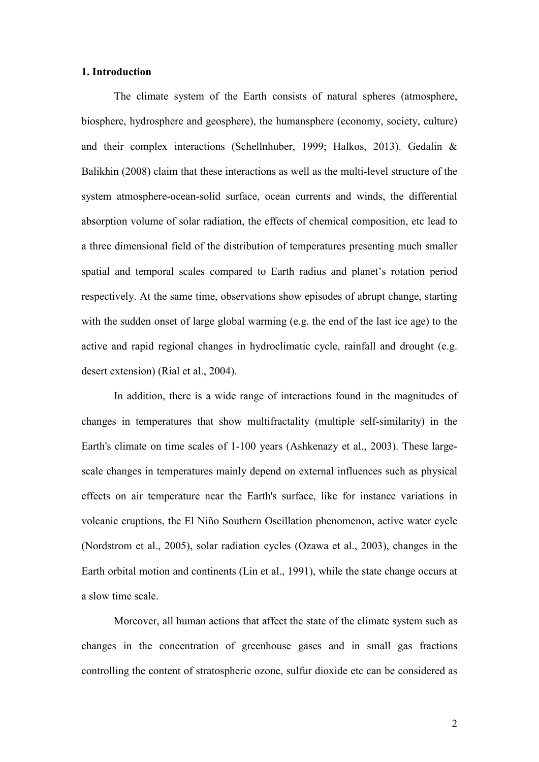## 1. Introduction

The climate system of the Earth consists of natural spheres (atmosphere, biosphere, hydrosphere and geosphere), the humansphere (economy, society, culture) and their complex interactions (Schellnhuber, 1999; Halkos, 2013). Gedalin & Balikhin (2008) claim that these interactions as well as the multi-level structure of the system atmosphere-ocean-solid surface, ocean currents and winds, the differential absorption volume of solar radiation, the effects of chemical composition, etc lead to a three dimensional field of the distribution of temperatures presenting much smaller spatial and temporal scales compared to Earth radius and planet's rotation period respectively. At the same time, observations show episodes of abrupt change, starting with the sudden onset of large global warming (e.g. the end of the last ice age) to the active and rapid regional changes in hydroclimatic cycle, rainfall and drought (e.g. desert extension) (Rial et al., 2004).

In addition, there is a wide range of interactions found in the magnitudes of changes in temperatures that show multifractality (multiple self-similarity) in the Earth's climate on time scales of 1-100 years (Ashkenazy et al., 2003). These large-scale changes in temperatures mainly depend on external influences such as physical effects on air temperature near the Earth's surface, like for instance variations in volcanic eruptions, the El Niño Southern Oscillation phenomenon, active water cycle (Nordstrom et al., 2005), solar radiation cycles (Ozawa et al., 2003), changes in the Earth orbital motion and continents (Lin et al., 1991), while the state change occurs at a slow time scale.

Moreover, all human actions that affect the state of the climate system such as changes in the concentration of greenhouse gases and in small gas fractions controlling the content of stratospheric ozone, sulfur dioxide etc can be considered as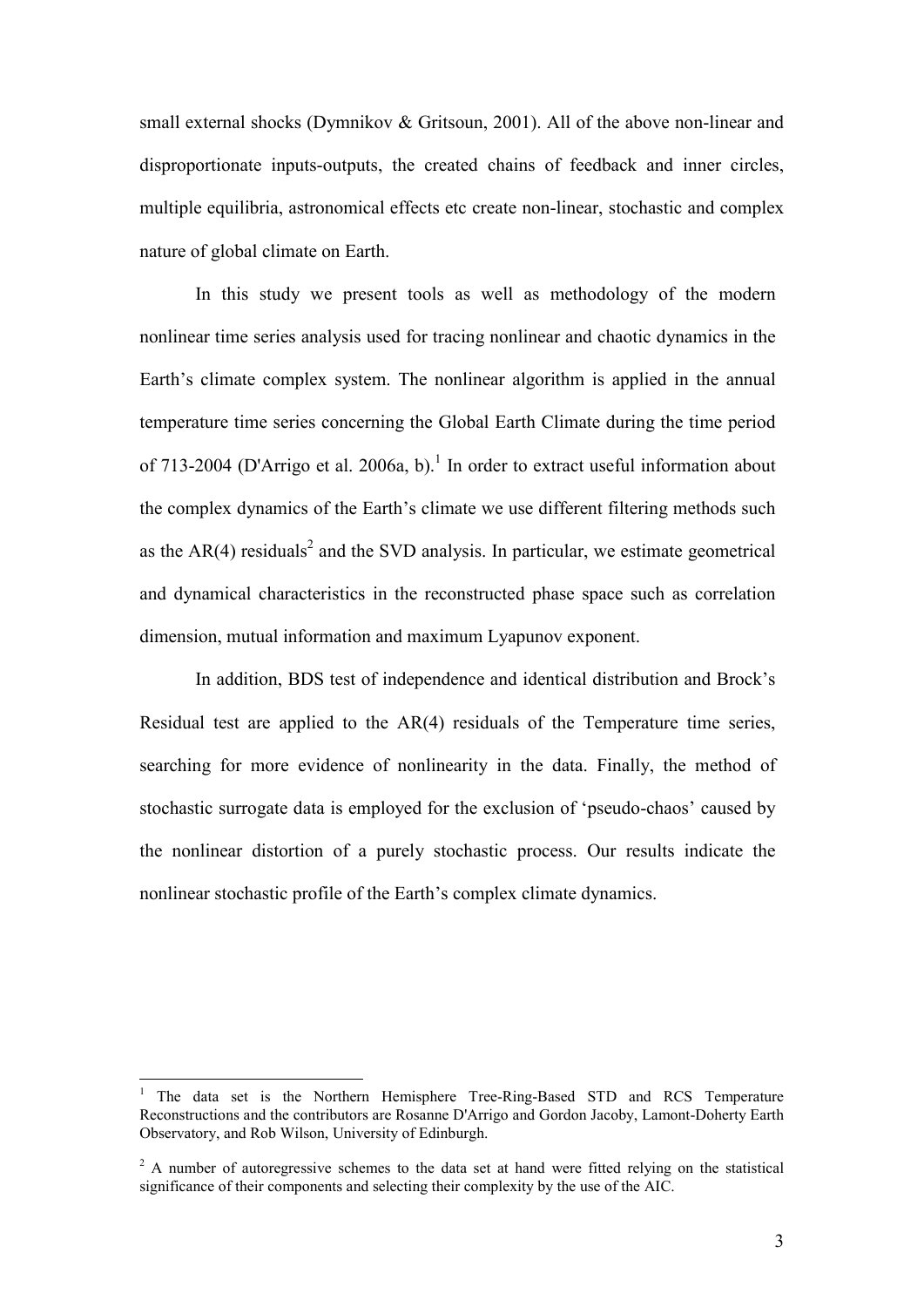small external shocks (Dymnikov & Gritsoun, 2001). All of the above non-linear and disproportionate inputs-outputs, the created chains of feedback and inner circles, multiple equilibria, astronomical effects etc create non-linear, stochastic and complex nature of global climate on Earth.

In this study we present tools as well as methodology of the modern nonlinear time series analysis used for tracing nonlinear and chaotic dynamics in the Earth's climate complex system. The nonlinear algorithm is applied in the annual temperature time series concerning the Global Earth Climate during the time period of 713-2004 (D'Arrigo et al. 2006a, b).[1] In order to extract useful information about the complex dynamics of the Earth's climate we use different filtering methods such as the AR(4) residuals[2] and the SVD analysis. In particular, we estimate geometrical and dynamical characteristics in the reconstructed phase space such as correlation dimension, mutual information and maximum Lyapunov exponent.

In addition, BDS test of independence and identical distribution and Brock's Residual test are applied to the AR(4) residuals of the Temperature time series, searching for more evidence of nonlinearity in the data. Finally, the method of stochastic surrogate data is employed for the exclusion of 'pseudo-chaos' caused by the nonlinear distortion of a purely stochastic process. Our results indicate the nonlinear stochastic profile of the Earth's complex climate dynamics.

---

[1] The data set is the Northern Hemisphere Tree-Ring-Based STD and RCS Temperature Reconstructions and the contributors are Rosanne D'Arrigo and Gordon Jacoby, Lamont-Doherty Earth Observatory, and Rob Wilson, University of Edinburgh.

[2] A number of autoregressive schemes to the data set at hand were fitted relying on the statistical significance of their components and selecting their complexity by the use of the AIC.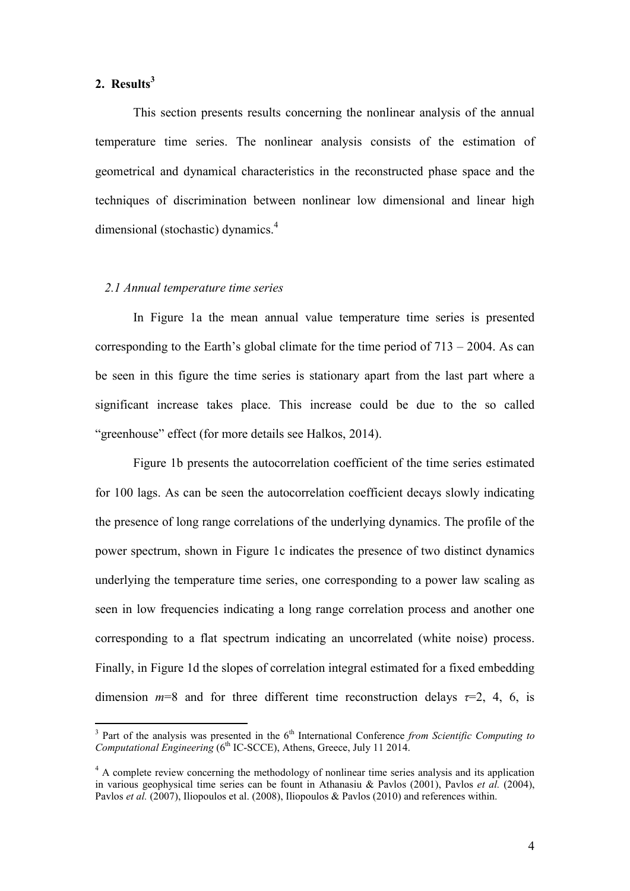## 2. Results[3]

This section presents results concerning the nonlinear analysis of the annual temperature time series. The nonlinear analysis consists of the estimation of geometrical and dynamical characteristics in the reconstructed phase space and the techniques of discrimination between nonlinear low dimensional and linear high dimensional (stochastic) dynamics.[4]

### *2.1 Annual temperature time series*

In Figure 1a the mean annual value temperature time series is presented corresponding to the Earth's global climate for the time period of 713 – 2004. As can be seen in this figure the time series is stationary apart from the last part where a significant increase takes place. This increase could be due to the so called "greenhouse" effect (for more details see Halkos, 2014).

Figure 1b presents the autocorrelation coefficient of the time series estimated for 100 lags. As can be seen the autocorrelation coefficient decays slowly indicating the presence of long range correlations of the underlying dynamics. The profile of the power spectrum, shown in Figure 1c indicates the presence of two distinct dynamics underlying the temperature time series, one corresponding to a power law scaling as seen in low frequencies indicating a long range correlation process and another one corresponding to a flat spectrum indicating an uncorrelated (white noise) process. Finally, in Figure 1d the slopes of correlation integral estimated for a fixed embedding dimension $m$=8 and for three different time reconstruction delays $\tau$=2, 4, 6, is

---

[3] Part of the analysis was presented in the 6th International Conference *from Scientific Computing to Computational Engineering* (6th IC-SCCE), Athens, Greece, July 11 2014.

[4] A complete review concerning the methodology of nonlinear time series analysis and its application in various geophysical time series can be fount in Athanasiu & Pavlos (2001), Pavlos *et al.* (2004), Pavlos *et al.* (2007), Iliopoulos et al. (2008), Iliopoulos & Pavlos (2010) and references within.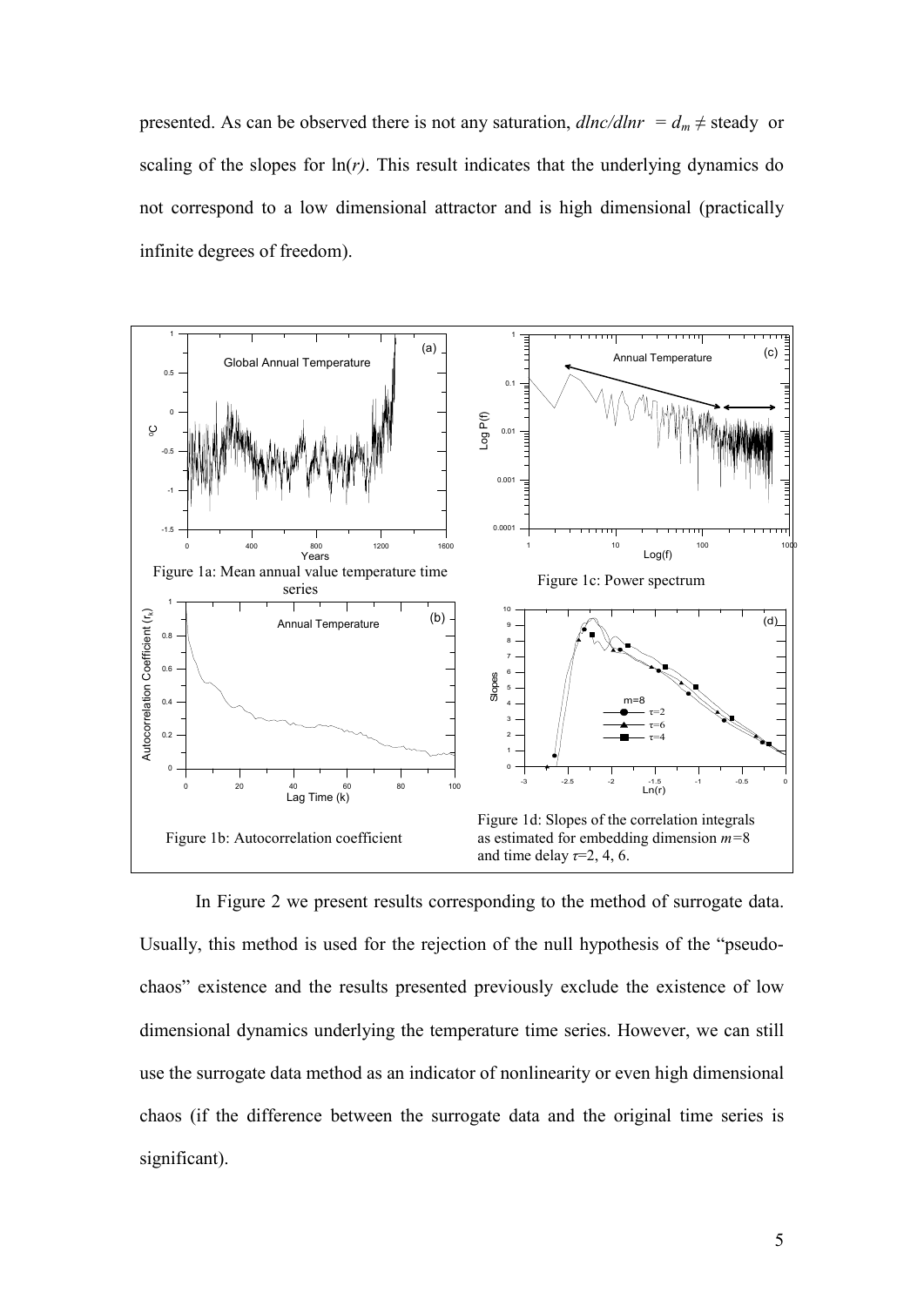presented. As can be observed there is not any saturation, $dlnc/dlnr = d_m \neq$ steady or scaling of the slopes for $\ln(r)$. This result indicates that the underlying dynamics do not correspond to a low dimensional attractor and is high dimensional (practically infinite degrees of freedom).

Figure 1a: Mean annual value temperature time series

Figure 1b: Autocorrelation coefficient

Figure 1c: Power spectrum

Figure 1d: Slopes of the correlation integrals as estimated for embedding dimension $m$=8 and time delay $\tau$=2, 4, 6.

In Figure 2 we present results corresponding to the method of surrogate data. Usually, this method is used for the rejection of the null hypothesis of the "pseudo-chaos" existence and the results presented previously exclude the existence of low dimensional dynamics underlying the temperature time series. However, we can still use the surrogate data method as an indicator of nonlinearity or even high dimensional chaos (if the difference between the surrogate data and the original time series is significant).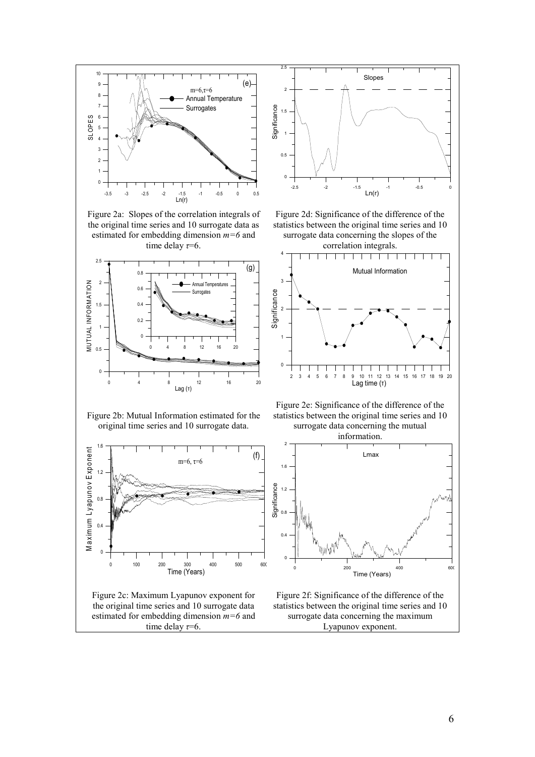Figure 2a: Slopes of the correlation integrals of the original time series and 10 surrogate data as estimated for embedding dimension $m=6$ and time delay $\tau=6$.

Figure 2d: Significance of the difference of the statistics between the original time series and 10 surrogate data concerning the slopes of the correlation integrals.

Figure 2b: Mutual Information estimated for the original time series and 10 surrogate data.

Figure 2e: Significance of the difference of the statistics between the original time series and 10 surrogate data concerning the mutual information.

Figure 2c: Maximum Lyapunov exponent for the original time series and 10 surrogate data estimated for embedding dimension $m=6$ and time delay $\tau=6$.

Figure 2f: Significance of the difference of the statistics between the original time series and 10 surrogate data concerning the maximum Lyapunov exponent.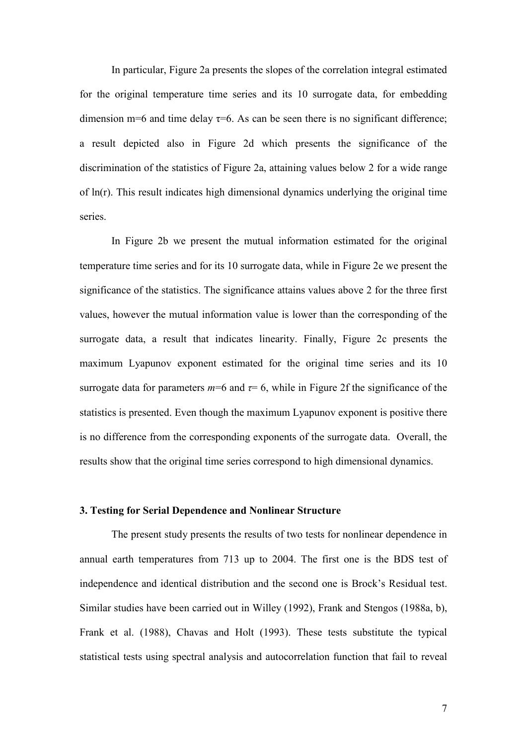In particular, Figure 2a presents the slopes of the correlation integral estimated for the original temperature time series and its 10 surrogate data, for embedding dimension m=6 and time delay $\tau$=6. As can be seen there is no significant difference; a result depicted also in Figure 2d which presents the significance of the discrimination of the statistics of Figure 2a, attaining values below 2 for a wide range of ln(r). This result indicates high dimensional dynamics underlying the original time series.

In Figure 2b we present the mutual information estimated for the original temperature time series and for its 10 surrogate data, while in Figure 2e we present the significance of the statistics. The significance attains values above 2 for the three first values, however the mutual information value is lower than the corresponding of the surrogate data, a result that indicates linearity. Finally, Figure 2c presents the maximum Lyapunov exponent estimated for the original time series and its 10 surrogate data for parameters $m$=6 and $\tau$= 6, while in Figure 2f the significance of the statistics is presented. Even though the maximum Lyapunov exponent is positive there is no difference from the corresponding exponents of the surrogate data. Overall, the results show that the original time series correspond to high dimensional dynamics.

### 3. Testing for Serial Dependence and Nonlinear Structure

The present study presents the results of two tests for nonlinear dependence in annual earth temperatures from 713 up to 2004. The first one is the BDS test of independence and identical distribution and the second one is Brock's Residual test. Similar studies have been carried out in Willey (1992), Frank and Stengos (1988a, b), Frank et al. (1988), Chavas and Holt (1993). These tests substitute the typical statistical tests using spectral analysis and autocorrelation function that fail to reveal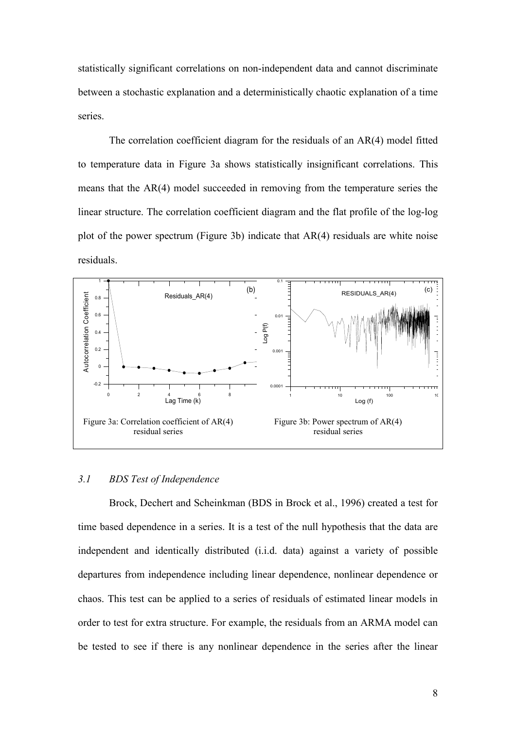statistically significant correlations on non-independent data and cannot discriminate between a stochastic explanation and a deterministically chaotic explanation of a time series.

The correlation coefficient diagram for the residuals of an AR(4) model fitted to temperature data in Figure 3a shows statistically insignificant correlations. This means that the AR(4) model succeeded in removing from the temperature series the linear structure. The correlation coefficient diagram and the flat profile of the log-log plot of the power spectrum (Figure 3b) indicate that AR(4) residuals are white noise residuals.

Figure 3a: Correlation coefficient of AR(4) residual series

Figure 3b: Power spectrum of AR(4) residual series

### *3.1 BDS Test of Independence*

Brock, Dechert and Scheinkman (BDS in Brock et al., 1996) created a test for time based dependence in a series. It is a test of the null hypothesis that the data are independent and identically distributed (i.i.d. data) against a variety of possible departures from independence including linear dependence, nonlinear dependence or chaos. This test can be applied to a series of residuals of estimated linear models in order to test for extra structure. For example, the residuals from an ARMA model can be tested to see if there is any nonlinear dependence in the series after the linear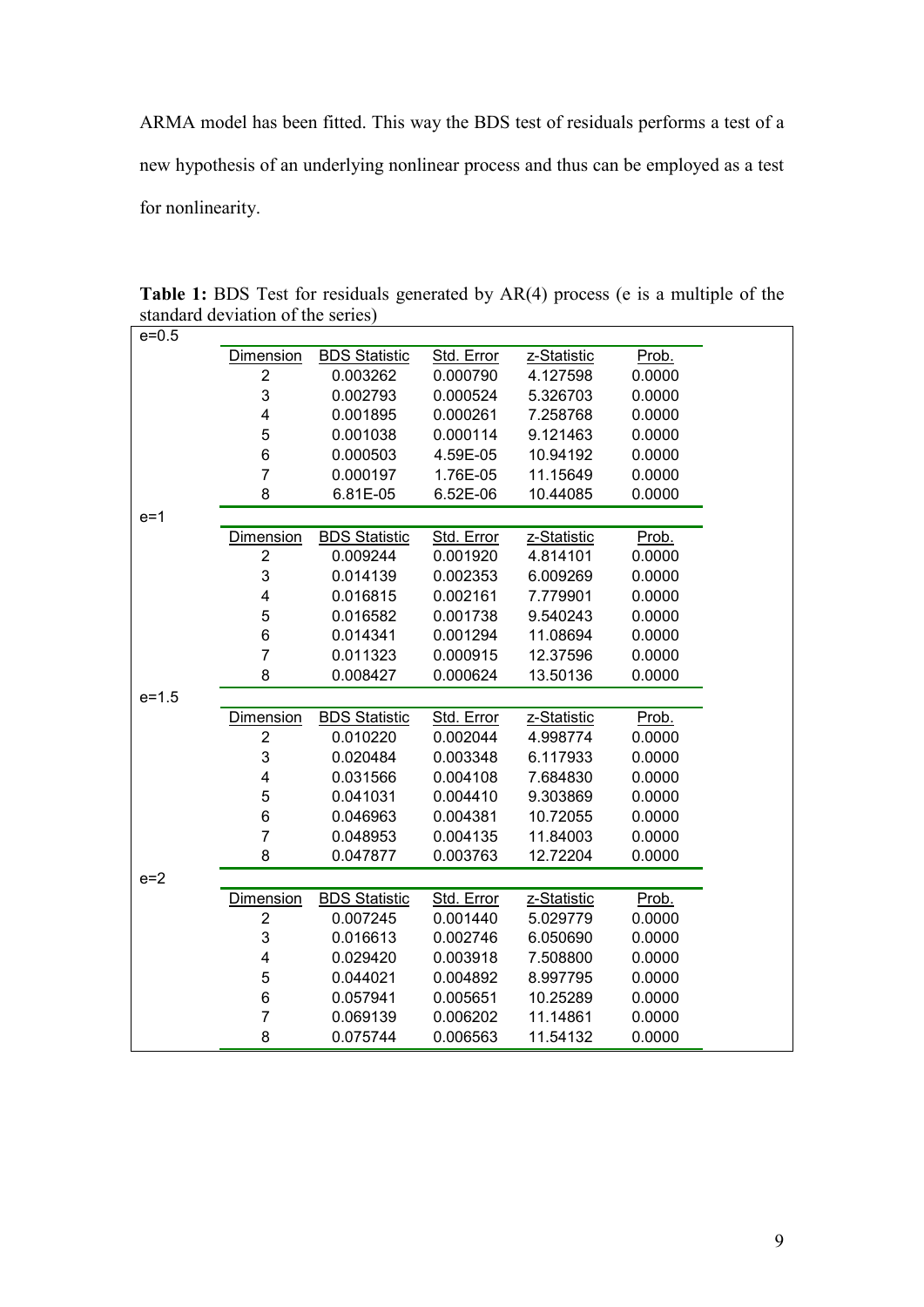ARMA model has been fitted. This way the BDS test of residuals performs a test of a new hypothesis of an underlying nonlinear process and thus can be employed as a test for nonlinearity.

**Table 1:** BDS Test for residuals generated by AR(4) process (e is a multiple of the standard deviation of the series)

e=0.5

| Dimension | BDS Statistic | Std. Error | z-Statistic | Prob. |
|---|---|---|---|---|
| 2 | 0.003262 | 0.000790 | 4.127598 | 0.0000 |
| 3 | 0.002793 | 0.000524 | 5.326703 | 0.0000 |
| 4 | 0.001895 | 0.000261 | 7.258768 | 0.0000 |
| 5 | 0.001038 | 0.000114 | 9.121463 | 0.0000 |
| 6 | 0.000503 | 4.59E-05 | 10.94192 | 0.0000 |
| 7 | 0.000197 | 1.76E-05 | 11.15649 | 0.0000 |
| 8 | 6.81E-05 | 6.52E-06 | 10.44085 | 0.0000 |

e=1

| Dimension | BDS Statistic | Std. Error | z-Statistic | Prob. |
|---|---|---|---|---|
| 2 | 0.009244 | 0.001920 | 4.814101 | 0.0000 |
| 3 | 0.014139 | 0.002353 | 6.009269 | 0.0000 |
| 4 | 0.016815 | 0.002161 | 7.779901 | 0.0000 |
| 5 | 0.016582 | 0.001738 | 9.540243 | 0.0000 |
| 6 | 0.014341 | 0.001294 | 11.08694 | 0.0000 |
| 7 | 0.011323 | 0.000915 | 12.37596 | 0.0000 |
| 8 | 0.008427 | 0.000624 | 13.50136 | 0.0000 |

e=1.5

| Dimension | BDS Statistic | Std. Error | z-Statistic | Prob. |
|---|---|---|---|---|
| 2 | 0.010220 | 0.002044 | 4.998774 | 0.0000 |
| 3 | 0.020484 | 0.003348 | 6.117933 | 0.0000 |
| 4 | 0.031566 | 0.004108 | 7.684830 | 0.0000 |
| 5 | 0.041031 | 0.004410 | 9.303869 | 0.0000 |
| 6 | 0.046963 | 0.004381 | 10.72055 | 0.0000 |
| 7 | 0.048953 | 0.004135 | 11.84003 | 0.0000 |
| 8 | 0.047877 | 0.003763 | 12.72204 | 0.0000 |

e=2

| Dimension | BDS Statistic | Std. Error | z-Statistic | Prob. |
|---|---|---|---|---|
| 2 | 0.007245 | 0.001440 | 5.029779 | 0.0000 |
| 3 | 0.016613 | 0.002746 | 6.050690 | 0.0000 |
| 4 | 0.029420 | 0.003918 | 7.508800 | 0.0000 |
| 5 | 0.044021 | 0.004892 | 8.997795 | 0.0000 |
| 6 | 0.057941 | 0.005651 | 10.25289 | 0.0000 |
| 7 | 0.069139 | 0.006202 | 11.14861 | 0.0000 |
| 8 | 0.075744 | 0.006563 | 11.54132 | 0.0000 |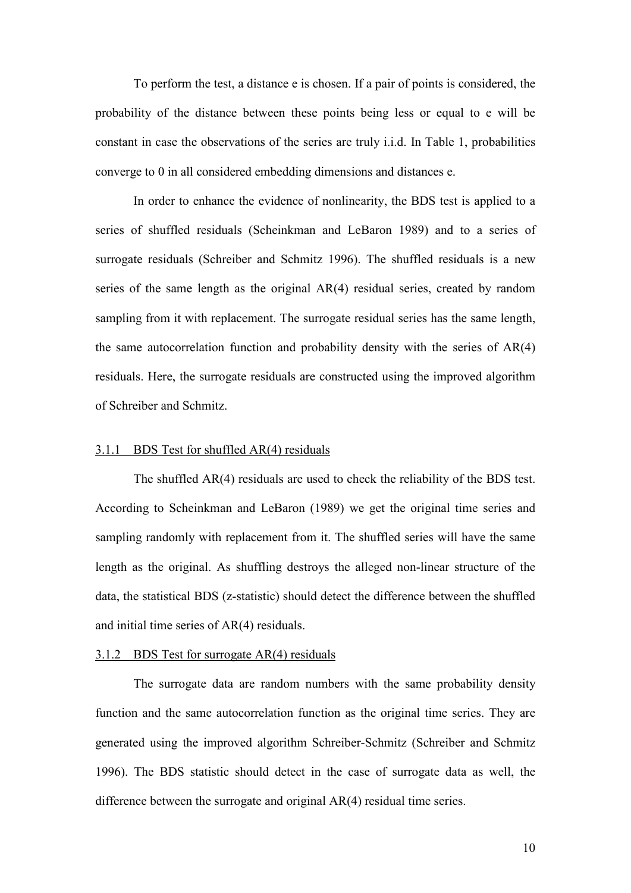To perform the test, a distance e is chosen. If a pair of points is considered, the probability of the distance between these points being less or equal to e will be constant in case the observations of the series are truly i.i.d. In Table 1, probabilities converge to 0 in all considered embedding dimensions and distances e.

In order to enhance the evidence of nonlinearity, the BDS test is applied to a series of shuffled residuals (Scheinkman and LeBaron 1989) and to a series of surrogate residuals (Schreiber and Schmitz 1996). The shuffled residuals is a new series of the same length as the original AR(4) residual series, created by random sampling from it with replacement. The surrogate residual series has the same length, the same autocorrelation function and probability density with the series of AR(4) residuals. Here, the surrogate residuals are constructed using the improved algorithm of Schreiber and Schmitz.

#### 3.1.1 BDS Test for shuffled AR(4) residuals

The shuffled AR(4) residuals are used to check the reliability of the BDS test. According to Scheinkman and LeBaron (1989) we get the original time series and sampling randomly with replacement from it. The shuffled series will have the same length as the original. As shuffling destroys the alleged non-linear structure of the data, the statistical BDS (z-statistic) should detect the difference between the shuffled and initial time series of AR(4) residuals.

#### 3.1.2 BDS Test for surrogate AR(4) residuals

The surrogate data are random numbers with the same probability density function and the same autocorrelation function as the original time series. They are generated using the improved algorithm Schreiber-Schmitz (Schreiber and Schmitz 1996). The BDS statistic should detect in the case of surrogate data as well, the difference between the surrogate and original AR(4) residual time series.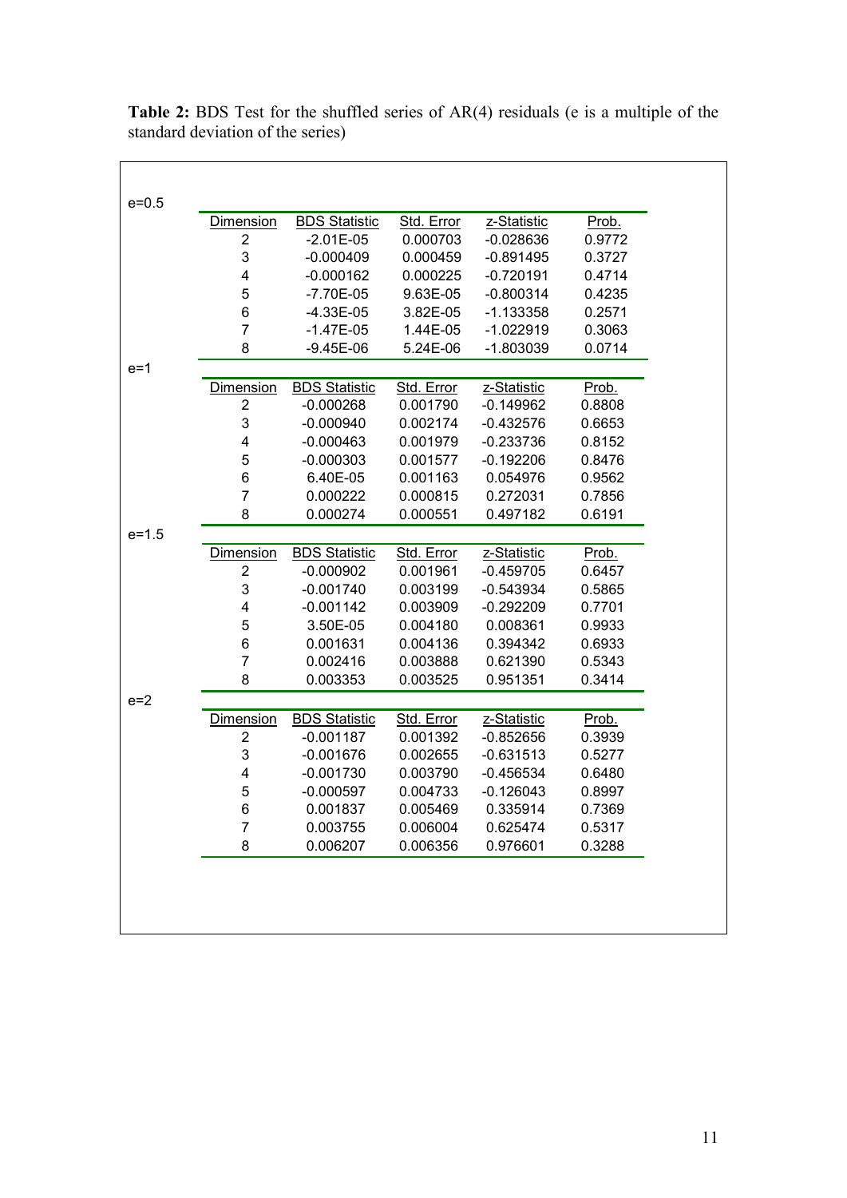**Table 2:** BDS Test for the shuffled series of AR(4) residuals (e is a multiple of the standard deviation of the series)

e=0.5

| Dimension | BDS Statistic | Std. Error | z-Statistic | Prob. |
|---|---|---|---|---|
| 2 | -2.01E-05 | 0.000703 | -0.028636 | 0.9772 |
| 3 | -0.000409 | 0.000459 | -0.891495 | 0.3727 |
| 4 | -0.000162 | 0.000225 | -0.720191 | 0.4714 |
| 5 | -7.70E-05 | 9.63E-05 | -0.800314 | 0.4235 |
| 6 | -4.33E-05 | 3.82E-05 | -1.133358 | 0.2571 |
| 7 | -1.47E-05 | 1.44E-05 | -1.022919 | 0.3063 |
| 8 | -9.45E-06 | 5.24E-06 | -1.803039 | 0.0714 |

e=1

| Dimension | BDS Statistic | Std. Error | z-Statistic | Prob. |
|---|---|---|---|---|
| 2 | -0.000268 | 0.001790 | -0.149962 | 0.8808 |
| 3 | -0.000940 | 0.002174 | -0.432576 | 0.6653 |
| 4 | -0.000463 | 0.001979 | -0.233736 | 0.8152 |
| 5 | -0.000303 | 0.001577 | -0.192206 | 0.8476 |
| 6 | 6.40E-05 | 0.001163 | 0.054976 | 0.9562 |
| 7 | 0.000222 | 0.000815 | 0.272031 | 0.7856 |
| 8 | 0.000274 | 0.000551 | 0.497182 | 0.6191 |

e=1.5

| Dimension | BDS Statistic | Std. Error | z-Statistic | Prob. |
|---|---|---|---|---|
| 2 | -0.000902 | 0.001961 | -0.459705 | 0.6457 |
| 3 | -0.001740 | 0.003199 | -0.543934 | 0.5865 |
| 4 | -0.001142 | 0.003909 | -0.292209 | 0.7701 |
| 5 | 3.50E-05 | 0.004180 | 0.008361 | 0.9933 |
| 6 | 0.001631 | 0.004136 | 0.394342 | 0.6933 |
| 7 | 0.002416 | 0.003888 | 0.621390 | 0.5343 |
| 8 | 0.003353 | 0.003525 | 0.951351 | 0.3414 |

e=2

| Dimension | BDS Statistic | Std. Error | z-Statistic | Prob. |
|---|---|---|---|---|
| 2 | -0.001187 | 0.001392 | -0.852656 | 0.3939 |
| 3 | -0.001676 | 0.002655 | -0.631513 | 0.5277 |
| 4 | -0.001730 | 0.003790 | -0.456534 | 0.6480 |
| 5 | -0.000597 | 0.004733 | -0.126043 | 0.8997 |
| 6 | 0.001837 | 0.005469 | 0.335914 | 0.7369 |
| 7 | 0.003755 | 0.006004 | 0.625474 | 0.5317 |
| 8 | 0.006207 | 0.006356 | 0.976601 | 0.3288 |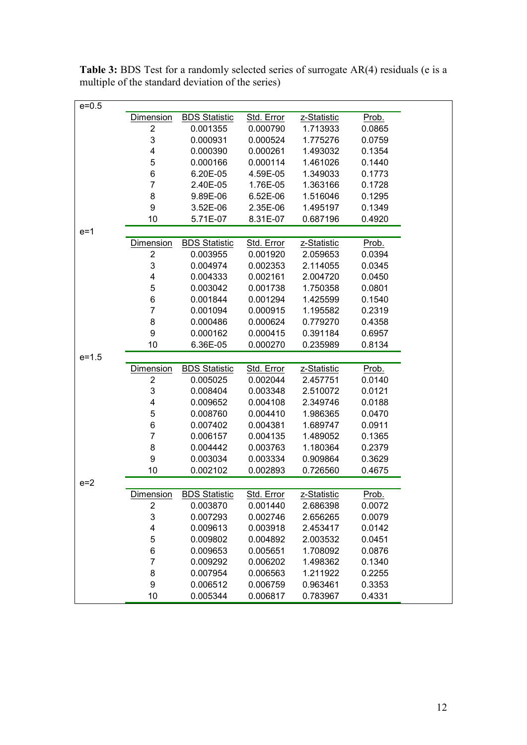**Table 3:** BDS Test for a randomly selected series of surrogate AR(4) residuals (e is a multiple of the standard deviation of the series)

e=0.5

| Dimension | BDS Statistic | Std. Error | z-Statistic | Prob. |
|---|---|---|---|---|
| 2 | 0.001355 | 0.000790 | 1.713933 | 0.0865 |
| 3 | 0.000931 | 0.000524 | 1.775276 | 0.0759 |
| 4 | 0.000390 | 0.000261 | 1.493032 | 0.1354 |
| 5 | 0.000166 | 0.000114 | 1.461026 | 0.1440 |
| 6 | 6.20E-05 | 4.59E-05 | 1.349033 | 0.1773 |
| 7 | 2.40E-05 | 1.76E-05 | 1.363166 | 0.1728 |
| 8 | 9.89E-06 | 6.52E-06 | 1.516046 | 0.1295 |
| 9 | 3.52E-06 | 2.35E-06 | 1.495197 | 0.1349 |
| 10 | 5.71E-07 | 8.31E-07 | 0.687196 | 0.4920 |

e=1

| Dimension | BDS Statistic | Std. Error | z-Statistic | Prob. |
|---|---|---|---|---|
| 2 | 0.003955 | 0.001920 | 2.059653 | 0.0394 |
| 3 | 0.004974 | 0.002353 | 2.114055 | 0.0345 |
| 4 | 0.004333 | 0.002161 | 2.004720 | 0.0450 |
| 5 | 0.003042 | 0.001738 | 1.750358 | 0.0801 |
| 6 | 0.001844 | 0.001294 | 1.425599 | 0.1540 |
| 7 | 0.001094 | 0.000915 | 1.195582 | 0.2319 |
| 8 | 0.000486 | 0.000624 | 0.779270 | 0.4358 |
| 9 | 0.000162 | 0.000415 | 0.391184 | 0.6957 |
| 10 | 6.36E-05 | 0.000270 | 0.235989 | 0.8134 |

e=1.5

| Dimension | BDS Statistic | Std. Error | z-Statistic | Prob. |
|---|---|---|---|---|
| 2 | 0.005025 | 0.002044 | 2.457751 | 0.0140 |
| 3 | 0.008404 | 0.003348 | 2.510072 | 0.0121 |
| 4 | 0.009652 | 0.004108 | 2.349746 | 0.0188 |
| 5 | 0.008760 | 0.004410 | 1.986365 | 0.0470 |
| 6 | 0.007402 | 0.004381 | 1.689747 | 0.0911 |
| 7 | 0.006157 | 0.004135 | 1.489052 | 0.1365 |
| 8 | 0.004442 | 0.003763 | 1.180364 | 0.2379 |
| 9 | 0.003034 | 0.003334 | 0.909864 | 0.3629 |
| 10 | 0.002102 | 0.002893 | 0.726560 | 0.4675 |

e=2

| Dimension | BDS Statistic | Std. Error | z-Statistic | Prob. |
|---|---|---|---|---|
| 2 | 0.003870 | 0.001440 | 2.686398 | 0.0072 |
| 3 | 0.007293 | 0.002746 | 2.656265 | 0.0079 |
| 4 | 0.009613 | 0.003918 | 2.453417 | 0.0142 |
| 5 | 0.009802 | 0.004892 | 2.003532 | 0.0451 |
| 6 | 0.009653 | 0.005651 | 1.708092 | 0.0876 |
| 7 | 0.009292 | 0.006202 | 1.498362 | 0.1340 |
| 8 | 0.007954 | 0.006563 | 1.211922 | 0.2255 |
| 9 | 0.006512 | 0.006759 | 0.963461 | 0.3353 |
| 10 | 0.005344 | 0.006817 | 0.783967 | 0.4331 |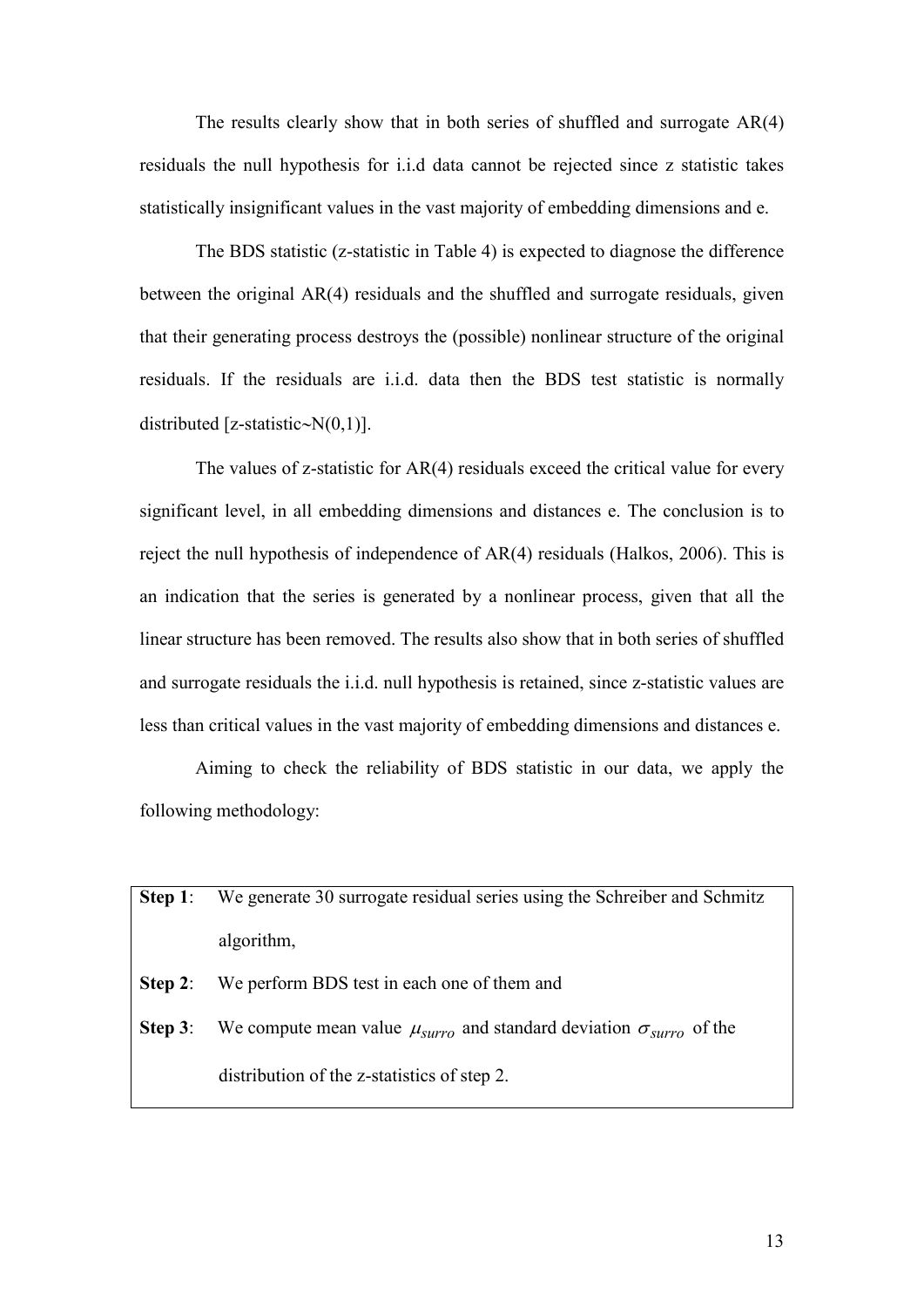The results clearly show that in both series of shuffled and surrogate AR(4) residuals the null hypothesis for i.i.d data cannot be rejected since z statistic takes statistically insignificant values in the vast majority of embedding dimensions and e.

The BDS statistic (z-statistic in Table 4) is expected to diagnose the difference between the original AR(4) residuals and the shuffled and surrogate residuals, given that their generating process destroys the (possible) nonlinear structure of the original residuals. If the residuals are i.i.d. data then the BDS test statistic is normally distributed [z-statistic~N(0,1)].

The values of z-statistic for AR(4) residuals exceed the critical value for every significant level, in all embedding dimensions and distances e. The conclusion is to reject the null hypothesis of independence of AR(4) residuals (Halkos, 2006). This is an indication that the series is generated by a nonlinear process, given that all the linear structure has been removed. The results also show that in both series of shuffled and surrogate residuals the i.i.d. null hypothesis is retained, since z-statistic values are less than critical values in the vast majority of embedding dimensions and distances e.

Aiming to check the reliability of BDS statistic in our data, we apply the following methodology:

**Step 1**: We generate 30 surrogate residual series using the Schreiber and Schmitz algorithm,

**Step 2**: We perform BDS test in each one of them and

**Step 3**: We compute mean value $\mu_{surro}$ and standard deviation $\sigma_{surro}$ of the distribution of the z-statistics of step 2.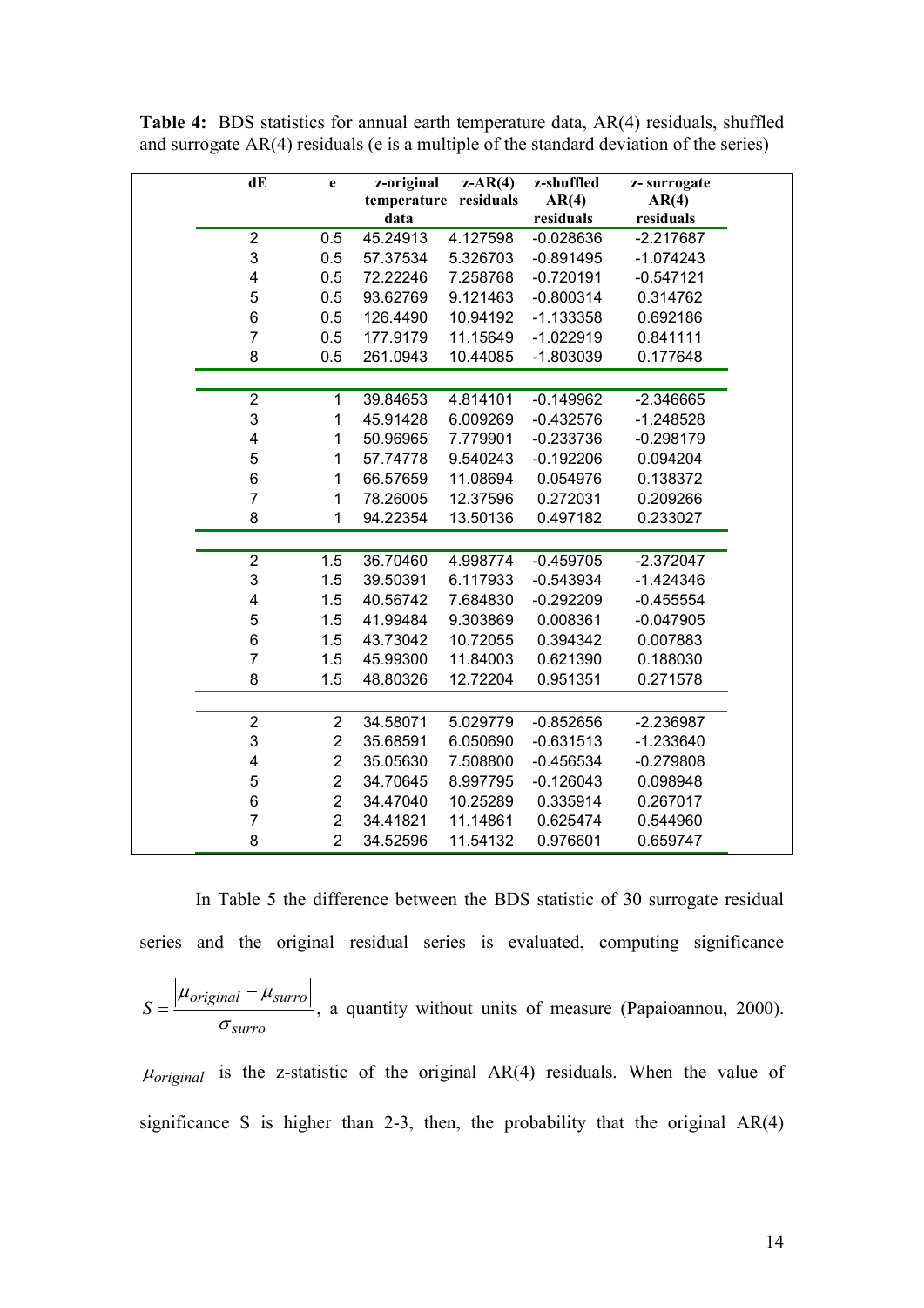**Table 4:** BDS statistics for annual earth temperature data, AR(4) residuals, shuffled and surrogate AR(4) residuals (e is a multiple of the standard deviation of the series)

| dE | e | z-original temperature data | z-AR(4) residuals | z-shuffled AR(4) residuals | z- surrogate AR(4) residuals |
|---|---|---|---|---|---|
| 2 | 0.5 | 45.24913 | 4.127598 | -0.028636 | -2.217687 |
| 3 | 0.5 | 57.37534 | 5.326703 | -0.891495 | -1.074243 |
| 4 | 0.5 | 72.22246 | 7.258768 | -0.720191 | -0.547121 |
| 5 | 0.5 | 93.62769 | 9.121463 | -0.800314 | 0.314762 |
| 6 | 0.5 | 126.4490 | 10.94192 | -1.133358 | 0.692186 |
| 7 | 0.5 | 177.9179 | 11.15649 | -1.022919 | 0.841111 |
| 8 | 0.5 | 261.0943 | 10.44085 | -1.803039 | 0.177648 |
| 2 | 1 | 39.84653 | 4.814101 | -0.149962 | -2.346665 |
| 3 | 1 | 45.91428 | 6.009269 | -0.432576 | -1.248528 |
| 4 | 1 | 50.96965 | 7.779901 | -0.233736 | -0.298179 |
| 5 | 1 | 57.74778 | 9.540243 | -0.192206 | 0.094204 |
| 6 | 1 | 66.57659 | 11.08694 | 0.054976 | 0.138372 |
| 7 | 1 | 78.26005 | 12.37596 | 0.272031 | 0.209266 |
| 8 | 1 | 94.22354 | 13.50136 | 0.497182 | 0.233027 |
| 2 | 1.5 | 36.70460 | 4.998774 | -0.459705 | -2.372047 |
| 3 | 1.5 | 39.50391 | 6.117933 | -0.543934 | -1.424346 |
| 4 | 1.5 | 40.56742 | 7.684830 | -0.292209 | -0.455554 |
| 5 | 1.5 | 41.99484 | 9.303869 | 0.008361 | -0.047905 |
| 6 | 1.5 | 43.73042 | 10.72055 | 0.394342 | 0.007883 |
| 7 | 1.5 | 45.99300 | 11.84003 | 0.621390 | 0.188030 |
| 8 | 1.5 | 48.80326 | 12.72204 | 0.951351 | 0.271578 |
| 2 | 2 | 34.58071 | 5.029779 | -0.852656 | -2.236987 |
| 3 | 2 | 35.68591 | 6.050690 | -0.631513 | -1.233640 |
| 4 | 2 | 35.05630 | 7.508800 | -0.456534 | -0.279808 |
| 5 | 2 | 34.70645 | 8.997795 | -0.126043 | 0.098948 |
| 6 | 2 | 34.47040 | 10.25289 | 0.335914 | 0.267017 |
| 7 | 2 | 34.41821 | 11.14861 | 0.625474 | 0.544960 |
| 8 | 2 | 34.52596 | 11.54132 | 0.976601 | 0.659747 |

In Table 5 the difference between the BDS statistic of 30 surrogate residual series and the original residual series is evaluated, computing significance $S = \frac{|\mu_{original} - \mu_{surro}|}{\sigma_{surro}}$, a quantity without units of measure (Papaioannou, 2000). $\mu_{original}$ is the z-statistic of the original AR(4) residuals. When the value of significance S is higher than 2-3, then, the probability that the original AR(4)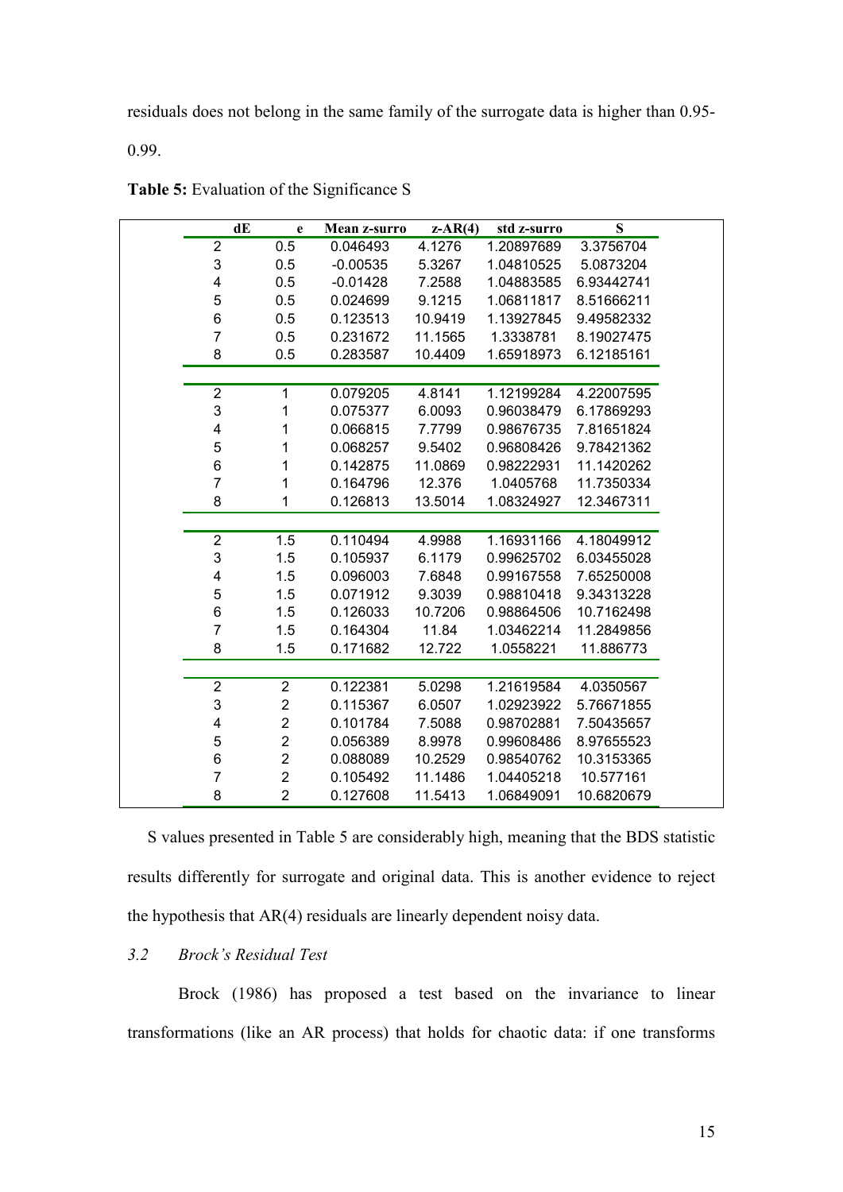residuals does not belong in the same family of the surrogate data is higher than 0.95-0.99.

**Table 5:** Evaluation of the Significance S

| dE | e | Mean z-surro | z-AR(4) | std z-surro | S |
|---|---|---|---|---|---|
| 2 | 0.5 | 0.046493 | 4.1276 | 1.20897689 | 3.3756704 |
| 3 | 0.5 | -0.00535 | 5.3267 | 1.04810525 | 5.0873204 |
| 4 | 0.5 | -0.01428 | 7.2588 | 1.04883585 | 6.93442741 |
| 5 | 0.5 | 0.024699 | 9.1215 | 1.06811817 | 8.51666211 |
| 6 | 0.5 | 0.123513 | 10.9419 | 1.13927845 | 9.49582332 |
| 7 | 0.5 | 0.231672 | 11.1565 | 1.3338781 | 8.19027475 |
| 8 | 0.5 | 0.283587 | 10.4409 | 1.65918973 | 6.12185161 |
| | | | | | |
| 2 | 1 | 0.079205 | 4.8141 | 1.12199284 | 4.22007595 |
| 3 | 1 | 0.075377 | 6.0093 | 0.96038479 | 6.17869293 |
| 4 | 1 | 0.066815 | 7.7799 | 0.98676735 | 7.81651824 |
| 5 | 1 | 0.068257 | 9.5402 | 0.96808426 | 9.78421362 |
| 6 | 1 | 0.142875 | 11.0869 | 0.98222931 | 11.1420262 |
| 7 | 1 | 0.164796 | 12.376 | 1.0405768 | 11.7350334 |
| 8 | 1 | 0.126813 | 13.5014 | 1.08324927 | 12.3467311 |
| | | | | | |
| 2 | 1.5 | 0.110494 | 4.9988 | 1.16931166 | 4.18049912 |
| 3 | 1.5 | 0.105937 | 6.1179 | 0.99625702 | 6.03455028 |
| 4 | 1.5 | 0.096003 | 7.6848 | 0.99167558 | 7.65250008 |
| 5 | 1.5 | 0.071912 | 9.3039 | 0.98810418 | 9.34313228 |
| 6 | 1.5 | 0.126033 | 10.7206 | 0.98864506 | 10.7162498 |
| 7 | 1.5 | 0.164304 | 11.84 | 1.03462214 | 11.2849856 |
| 8 | 1.5 | 0.171682 | 12.722 | 1.0558221 | 11.886773 |
| | | | | | |
| 2 | 2 | 0.122381 | 5.0298 | 1.21619584 | 4.0350567 |
| 3 | 2 | 0.115367 | 6.0507 | 1.02923922 | 5.76671855 |
| 4 | 2 | 0.101784 | 7.5088 | 0.98702881 | 7.50435657 |
| 5 | 2 | 0.056389 | 8.9978 | 0.99608486 | 8.97655523 |
| 6 | 2 | 0.088089 | 10.2529 | 0.98540762 | 10.3153365 |
| 7 | 2 | 0.105492 | 11.1486 | 1.04405218 | 10.577161 |
| 8 | 2 | 0.127608 | 11.5413 | 1.06849091 | 10.6820679 |

S values presented in Table 5 are considerably high, meaning that the BDS statistic results differently for surrogate and original data. This is another evidence to reject the hypothesis that AR(4) residuals are linearly dependent noisy data.

### *3.2 Brock's Residual Test*

Brock (1986) has proposed a test based on the invariance to linear transformations (like an AR process) that holds for chaotic data: if one transforms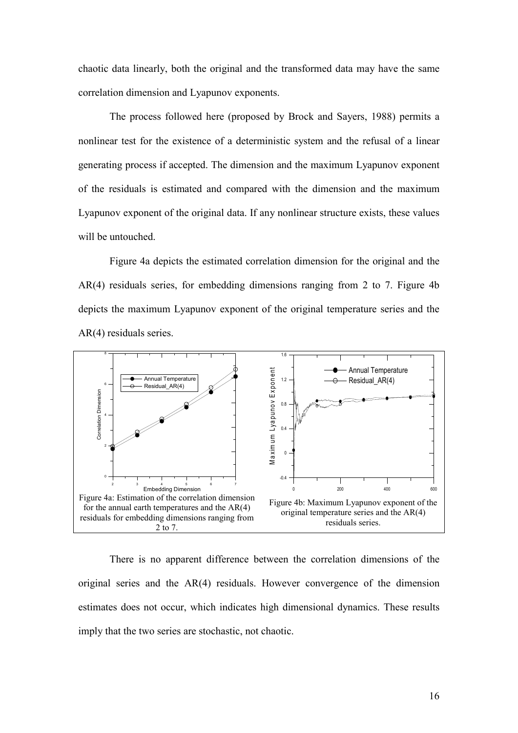chaotic data linearly, both the original and the transformed data may have the same correlation dimension and Lyapunov exponents.

The process followed here (proposed by Brock and Sayers, 1988) permits a nonlinear test for the existence of a deterministic system and the refusal of a linear generating process if accepted. The dimension and the maximum Lyapunov exponent of the residuals is estimated and compared with the dimension and the maximum Lyapunov exponent of the original data. If any nonlinear structure exists, these values will be untouched.

Figure 4a depicts the estimated correlation dimension for the original and the AR(4) residuals series, for embedding dimensions ranging from 2 to 7. Figure 4b depicts the maximum Lyapunov exponent of the original temperature series and the AR(4) residuals series.

Figure 4a: Estimation of the correlation dimension for the annual earth temperatures and the AR(4) residuals for embedding dimensions ranging from 2 to 7.

Figure 4b: Maximum Lyapunov exponent of the original temperature series and the AR(4) residuals series.

There is no apparent difference between the correlation dimensions of the original series and the AR(4) residuals. However convergence of the dimension estimates does not occur, which indicates high dimensional dynamics. These results imply that the two series are stochastic, not chaotic.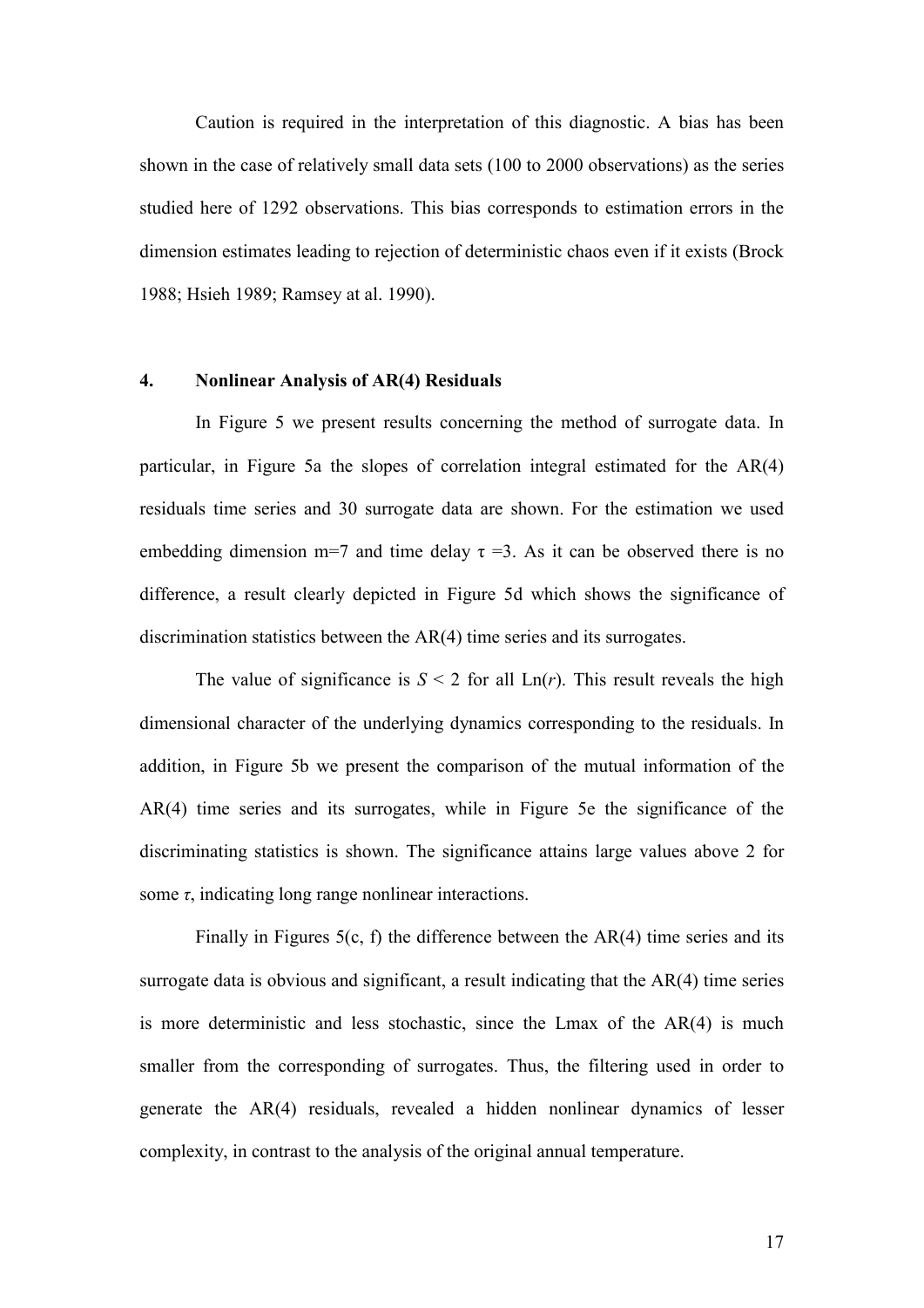Caution is required in the interpretation of this diagnostic. A bias has been shown in the case of relatively small data sets (100 to 2000 observations) as the series studied here of 1292 observations. This bias corresponds to estimation errors in the dimension estimates leading to rejection of deterministic chaos even if it exists (Brock 1988; Hsieh 1989; Ramsey at al. 1990).

## 4. Nonlinear Analysis of AR(4) Residuals

In Figure 5 we present results concerning the method of surrogate data. In particular, in Figure 5a the slopes of correlation integral estimated for the AR(4) residuals time series and 30 surrogate data are shown. For the estimation we used embedding dimension m=7 and time delay $\tau$ =3. As it can be observed there is no difference, a result clearly depicted in Figure 5d which shows the significance of discrimination statistics between the AR(4) time series and its surrogates.

The value of significance is $S < 2$ for all Ln($r$). This result reveals the high dimensional character of the underlying dynamics corresponding to the residuals. In addition, in Figure 5b we present the comparison of the mutual information of the AR(4) time series and its surrogates, while in Figure 5e the significance of the discriminating statistics is shown. The significance attains large values above 2 for some $\tau$, indicating long range nonlinear interactions.

Finally in Figures 5(c, f) the difference between the AR(4) time series and its surrogate data is obvious and significant, a result indicating that the AR(4) time series is more deterministic and less stochastic, since the Lmax of the AR(4) is much smaller from the corresponding of surrogates. Thus, the filtering used in order to generate the AR(4) residuals, revealed a hidden nonlinear dynamics of lesser complexity, in contrast to the analysis of the original annual temperature.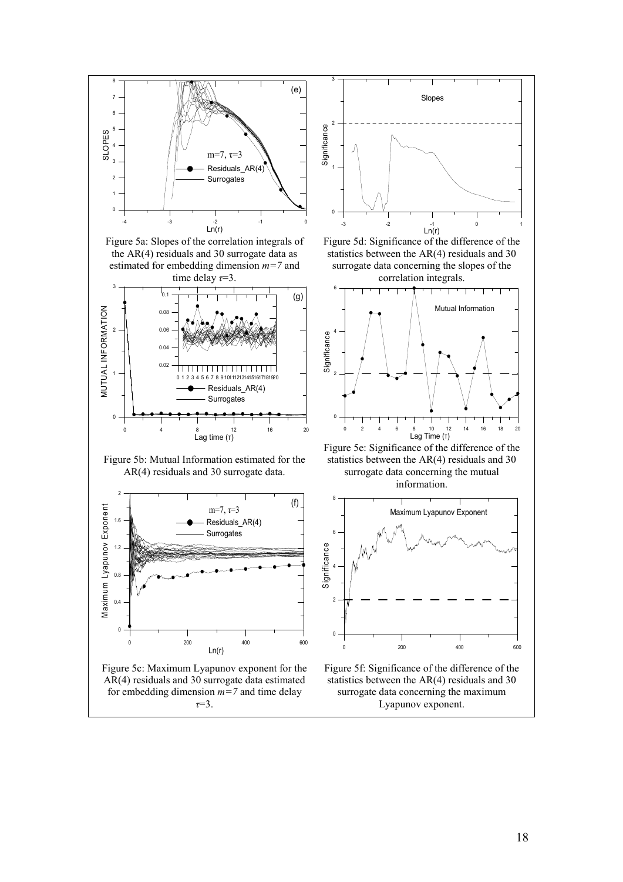Figure 5a: Slopes of the correlation integrals of the AR(4) residuals and 30 surrogate data as estimated for embedding dimension *m=7* and time delay $\tau$=3.

Figure 5d: Significance of the difference of the statistics between the AR(4) residuals and 30 surrogate data concerning the slopes of the correlation integrals.

Figure 5b: Mutual Information estimated for the AR(4) residuals and 30 surrogate data.

Figure 5e: Significance of the difference of the statistics between the AR(4) residuals and 30 surrogate data concerning the mutual information.

Figure 5c: Maximum Lyapunov exponent for the AR(4) residuals and 30 surrogate data estimated for embedding dimension *m=7* and time delay $\tau$=3.

Figure 5f: Significance of the difference of the statistics between the AR(4) residuals and 30 surrogate data concerning the maximum Lyapunov exponent.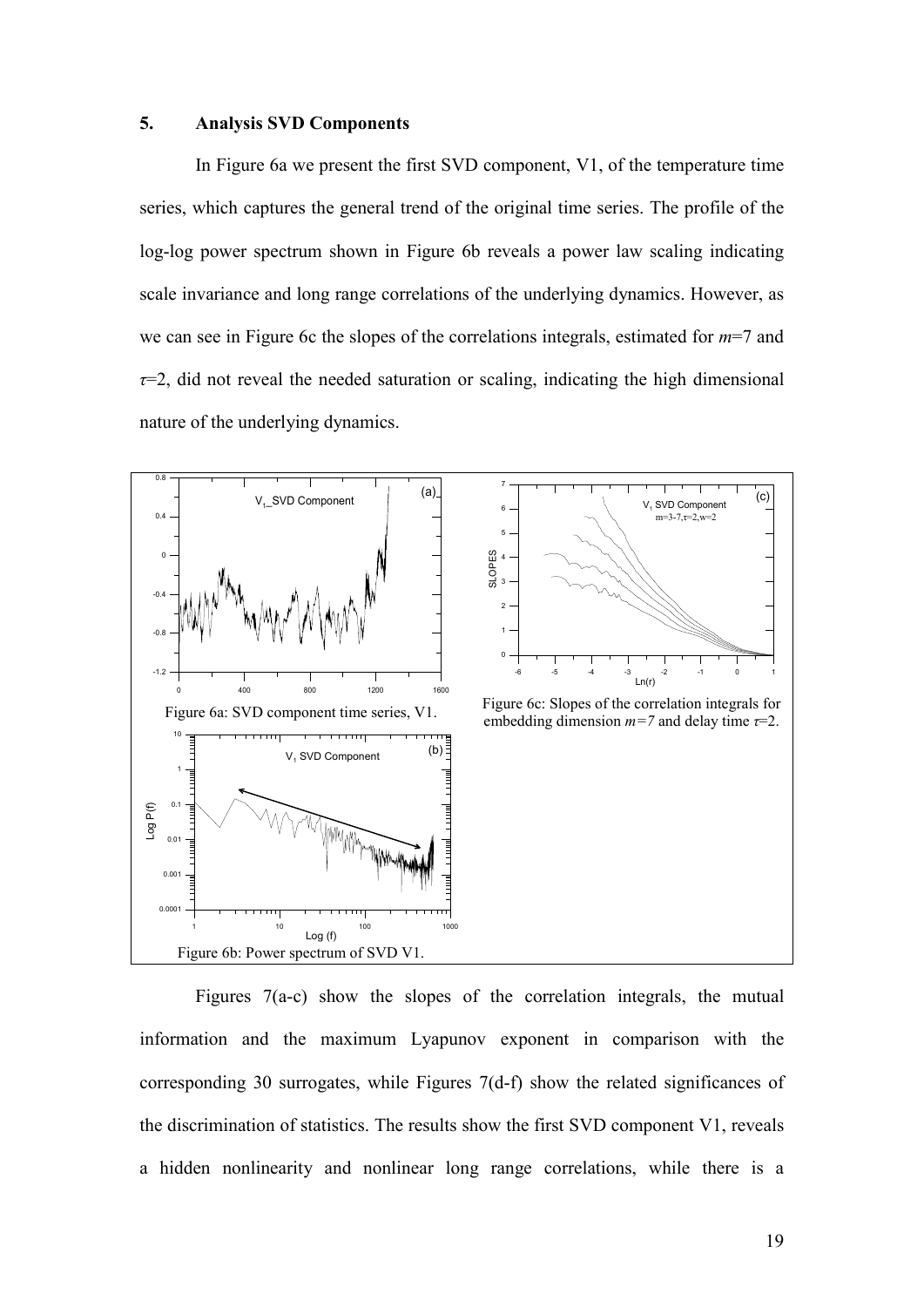## 5. Analysis SVD Components

In Figure 6a we present the first SVD component, V1, of the temperature time series, which captures the general trend of the original time series. The profile of the log-log power spectrum shown in Figure 6b reveals a power law scaling indicating scale invariance and long range correlations of the underlying dynamics. However, as we can see in Figure 6c the slopes of the correlations integrals, estimated for $m$=7 and $\tau$=2, did not reveal the needed saturation or scaling, indicating the high dimensional nature of the underlying dynamics.

Figure 6a: SVD component time series, V1.

Figure 6b: Power spectrum of SVD V1.

Figure 6c: Slopes of the correlation integrals for embedding dimension $m=7$ and delay time $\tau$=2.

Figures 7(a-c) show the slopes of the correlation integrals, the mutual information and the maximum Lyapunov exponent in comparison with the corresponding 30 surrogates, while Figures 7(d-f) show the related significances of the discrimination of statistics. The results show the first SVD component V1, reveals a hidden nonlinearity and nonlinear long range correlations, while there is a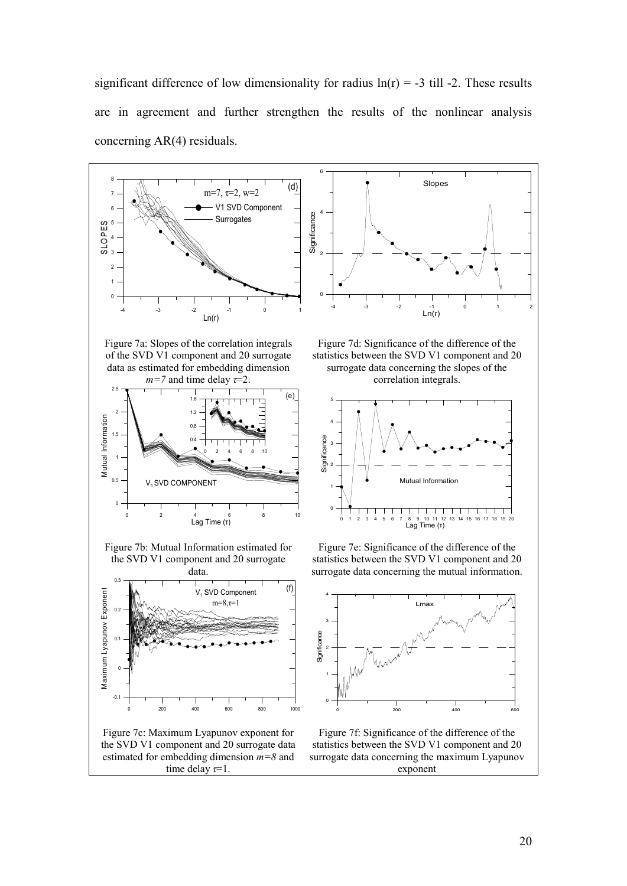significant difference of low dimensionality for radius $\ln(r) = -3$ till -2. These results are in agreement and further strengthen the results of the nonlinear analysis concerning AR(4) residuals.

Figure 7a: Slopes of the correlation integrals of the SVD V1 component and 20 surrogate data as estimated for embedding dimension $m=7$ and time delay $\tau=2$.

Figure 7d: Significance of the difference of the statistics between the SVD V1 component and 20 surrogate data concerning the slopes of the correlation integrals.

Figure 7b: Mutual Information estimated for the SVD V1 component and 20 surrogate data.

Figure 7e: Significance of the difference of the statistics between the SVD V1 component and 20 surrogate data concerning the mutual information.

Figure 7c: Maximum Lyapunov exponent for the SVD V1 component and 20 surrogate data estimated for embedding dimension $m=8$ and time delay $\tau=1$.

Figure 7f: Significance of the difference of the statistics between the SVD V1 component and 20 surrogate data concerning the maximum Lyapunov exponent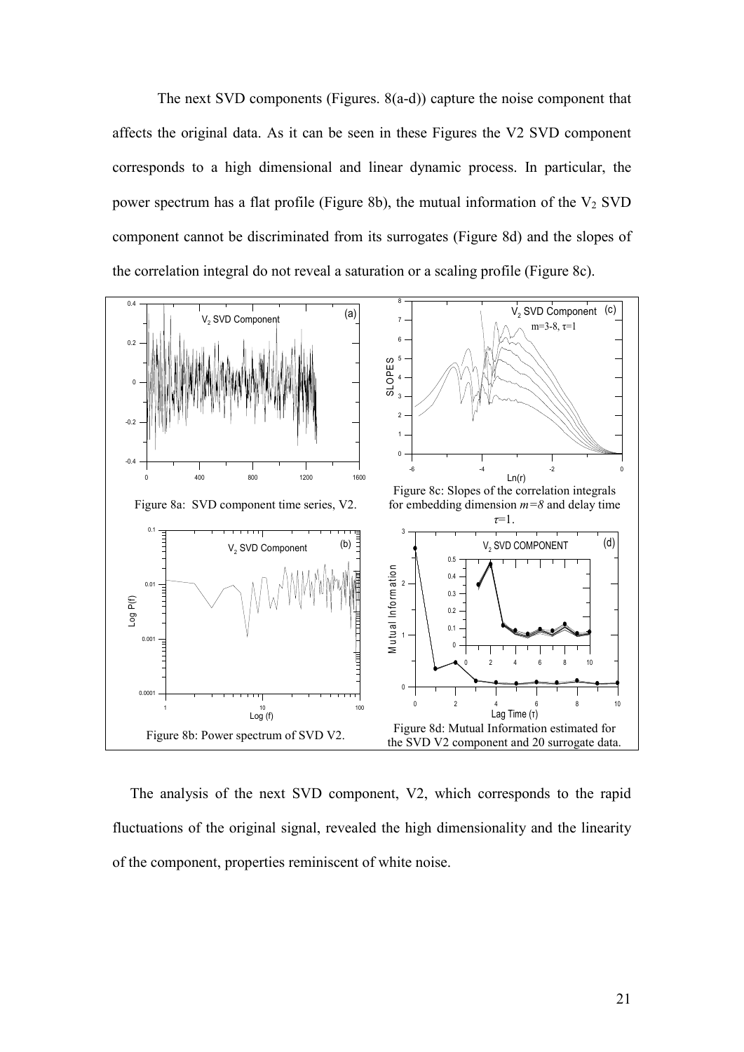The next SVD components (Figures. 8(a-d)) capture the noise component that affects the original data. As it can be seen in these Figures the V2 SVD component corresponds to a high dimensional and linear dynamic process. In particular, the power spectrum has a flat profile (Figure 8b), the mutual information of the $V_2$ SVD component cannot be discriminated from its surrogates (Figure 8d) and the slopes of the correlation integral do not reveal a saturation or a scaling profile (Figure 8c).

Figure 8a: SVD component time series, V2.

Figure 8c: Slopes of the correlation integrals for embedding dimension $m=8$ and delay time $\tau=1$.

Figure 8b: Power spectrum of SVD V2.

Figure 8d: Mutual Information estimated for the SVD V2 component and 20 surrogate data.

The analysis of the next SVD component, V2, which corresponds to the rapid fluctuations of the original signal, revealed the high dimensionality and the linearity of the component, properties reminiscent of white noise.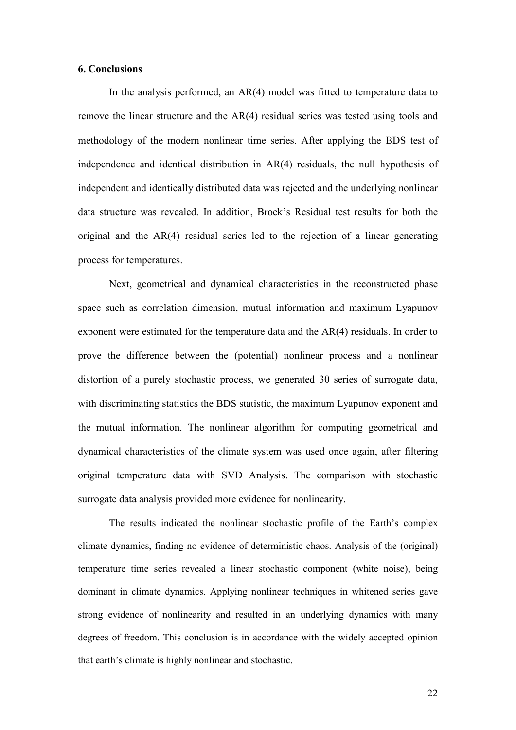### 6. Conclusions

In the analysis performed, an AR(4) model was fitted to temperature data to remove the linear structure and the AR(4) residual series was tested using tools and methodology of the modern nonlinear time series. After applying the BDS test of independence and identical distribution in AR(4) residuals, the null hypothesis of independent and identically distributed data was rejected and the underlying nonlinear data structure was revealed. In addition, Brock's Residual test results for both the original and the AR(4) residual series led to the rejection of a linear generating process for temperatures.

Next, geometrical and dynamical characteristics in the reconstructed phase space such as correlation dimension, mutual information and maximum Lyapunov exponent were estimated for the temperature data and the AR(4) residuals. In order to prove the difference between the (potential) nonlinear process and a nonlinear distortion of a purely stochastic process, we generated 30 series of surrogate data, with discriminating statistics the BDS statistic, the maximum Lyapunov exponent and the mutual information. The nonlinear algorithm for computing geometrical and dynamical characteristics of the climate system was used once again, after filtering original temperature data with SVD Analysis. The comparison with stochastic surrogate data analysis provided more evidence for nonlinearity.

The results indicated the nonlinear stochastic profile of the Earth's complex climate dynamics, finding no evidence of deterministic chaos. Analysis of the (original) temperature time series revealed a linear stochastic component (white noise), being dominant in climate dynamics. Applying nonlinear techniques in whitened series gave strong evidence of nonlinearity and resulted in an underlying dynamics with many degrees of freedom. This conclusion is in accordance with the widely accepted opinion that earth's climate is highly nonlinear and stochastic.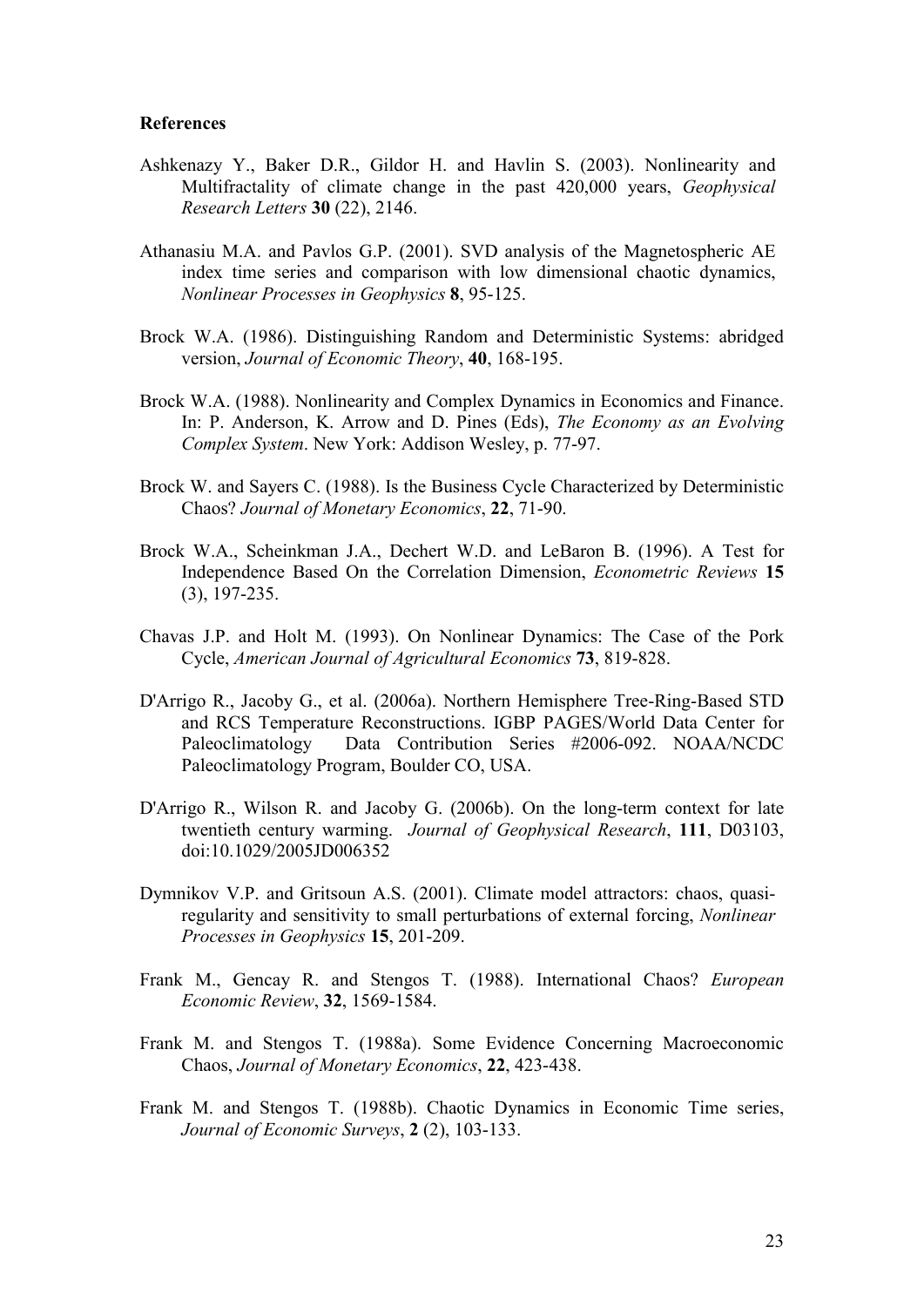**References**

Ashkenazy Y., Baker D.R., Gildor H. and Havlin S. (2003). Nonlinearity and Multifractality of climate change in the past 420,000 years, *Geophysical Research Letters* **30** (22), 2146.

Athanasiu M.A. and Pavlos G.P. (2001). SVD analysis of the Magnetospheric AE index time series and comparison with low dimensional chaotic dynamics, *Nonlinear Processes in Geophysics* **8**, 95-125.

Brock W.A. (1986). Distinguishing Random and Deterministic Systems: abridged version, *Journal of Economic Theory*, **40**, 168-195.

Brock W.A. (1988). Nonlinearity and Complex Dynamics in Economics and Finance. In: P. Anderson, K. Arrow and D. Pines (Eds), *The Economy as an Evolving Complex System*. New York: Addison Wesley, p. 77-97.

Brock W. and Sayers C. (1988). Is the Business Cycle Characterized by Deterministic Chaos? *Journal of Monetary Economics*, **22**, 71-90.

Brock W.A., Scheinkman J.A., Dechert W.D. and LeBaron B. (1996). A Test for Independence Based On the Correlation Dimension, *Econometric Reviews* **15** (3), 197-235.

Chavas J.P. and Holt M. (1993). On Nonlinear Dynamics: The Case of the Pork Cycle, *American Journal of Agricultural Economics* **73**, 819-828.

D'Arrigo R., Jacoby G., et al. (2006a). Northern Hemisphere Tree-Ring-Based STD and RCS Temperature Reconstructions. IGBP PAGES/World Data Center for Paleoclimatology Data Contribution Series #2006-092. NOAA/NCDC Paleoclimatology Program, Boulder CO, USA.

D'Arrigo R., Wilson R. and Jacoby G. (2006b). On the long-term context for late twentieth century warming. *Journal of Geophysical Research*, **111**, D03103, doi:10.1029/2005JD006352

Dymnikov V.P. and Gritsoun A.S. (2001). Climate model attractors: chaos, quasi-regularity and sensitivity to small perturbations of external forcing, *Nonlinear Processes in Geophysics* **15**, 201-209.

Frank M., Gencay R. and Stengos T. (1988). International Chaos? *European Economic Review*, **32**, 1569-1584.

Frank M. and Stengos T. (1988a). Some Evidence Concerning Macroeconomic Chaos, *Journal of Monetary Economics*, **22**, 423-438.

Frank M. and Stengos T. (1988b). Chaotic Dynamics in Economic Time series, *Journal of Economic Surveys*, **2** (2), 103-133.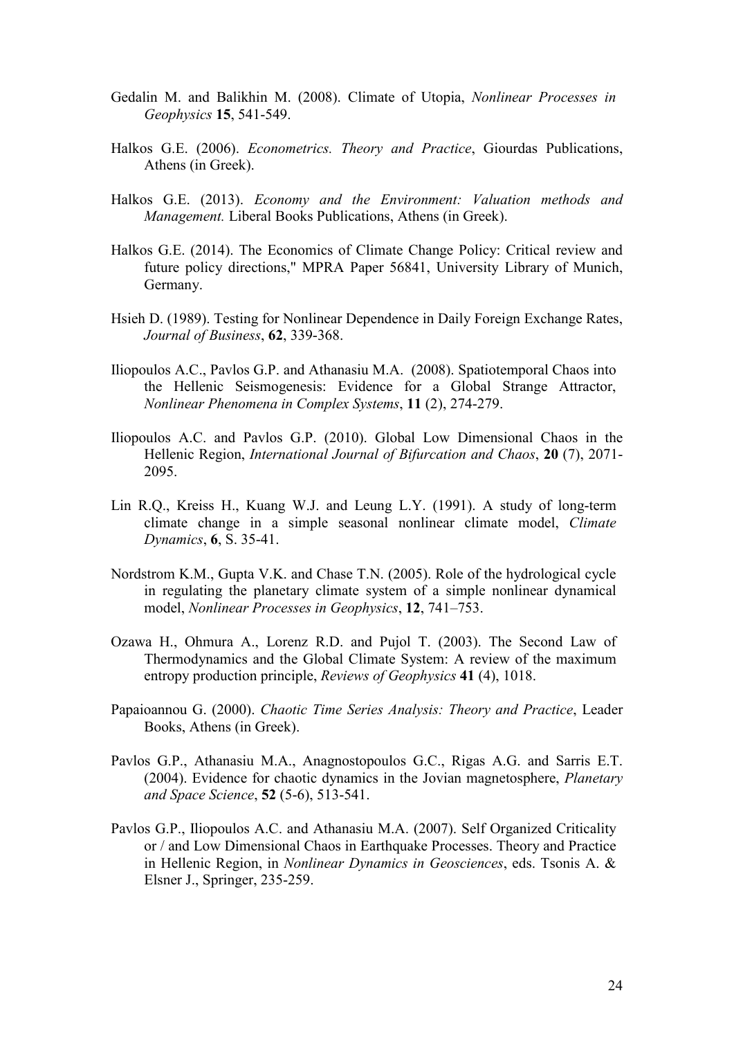Gedalin M. and Balikhin M. (2008). Climate of Utopia, *Nonlinear Processes in Geophysics* **15**, 541-549.

Halkos G.E. (2006). *Econometrics. Theory and Practice*, Giourdas Publications, Athens (in Greek).

Halkos G.E. (2013). *Economy and the Environment: Valuation methods and Management.* Liberal Books Publications, Athens (in Greek).

Halkos G.E. (2014). The Economics of Climate Change Policy: Critical review and future policy directions," MPRA Paper 56841, University Library of Munich, Germany.

Hsieh D. (1989). Testing for Nonlinear Dependence in Daily Foreign Exchange Rates, *Journal of Business*, **62**, 339-368.

Iliopoulos A.C., Pavlos G.P. and Athanasiu M.A. (2008). Spatiotemporal Chaos into the Hellenic Seismogenesis: Evidence for a Global Strange Attractor, *Nonlinear Phenomena in Complex Systems*, **11** (2), 274-279.

Iliopoulos A.C. and Pavlos G.P. (2010). Global Low Dimensional Chaos in the Hellenic Region, *International Journal of Bifurcation and Chaos*, **20** (7), 2071-2095.

Lin R.Q., Kreiss H., Kuang W.J. and Leung L.Y. (1991). A study of long-term climate change in a simple seasonal nonlinear climate model, *Climate Dynamics*, **6**, S. 35-41.

Nordstrom K.M., Gupta V.K. and Chase T.N. (2005). Role of the hydrological cycle in regulating the planetary climate system of a simple nonlinear dynamical model, *Nonlinear Processes in Geophysics*, **12**, 741–753.

Ozawa H., Ohmura A., Lorenz R.D. and Pujol T. (2003). The Second Law of Thermodynamics and the Global Climate System: A review of the maximum entropy production principle, *Reviews of Geophysics* **41** (4), 1018.

Papaioannou G. (2000). *Chaotic Time Series Analysis: Theory and Practice*, Leader Books, Athens (in Greek).

Pavlos G.P., Athanasiu M.A., Anagnostopoulos G.C., Rigas A.G. and Sarris E.T. (2004). Evidence for chaotic dynamics in the Jovian magnetosphere, *Planetary and Space Science*, **52** (5-6), 513-541.

Pavlos G.P., Iliopoulos A.C. and Athanasiu M.A. (2007). Self Organized Criticality or / and Low Dimensional Chaos in Earthquake Processes. Theory and Practice in Hellenic Region, in *Nonlinear Dynamics in Geosciences*, eds. Tsonis A. & Elsner J., Springer, 235-259.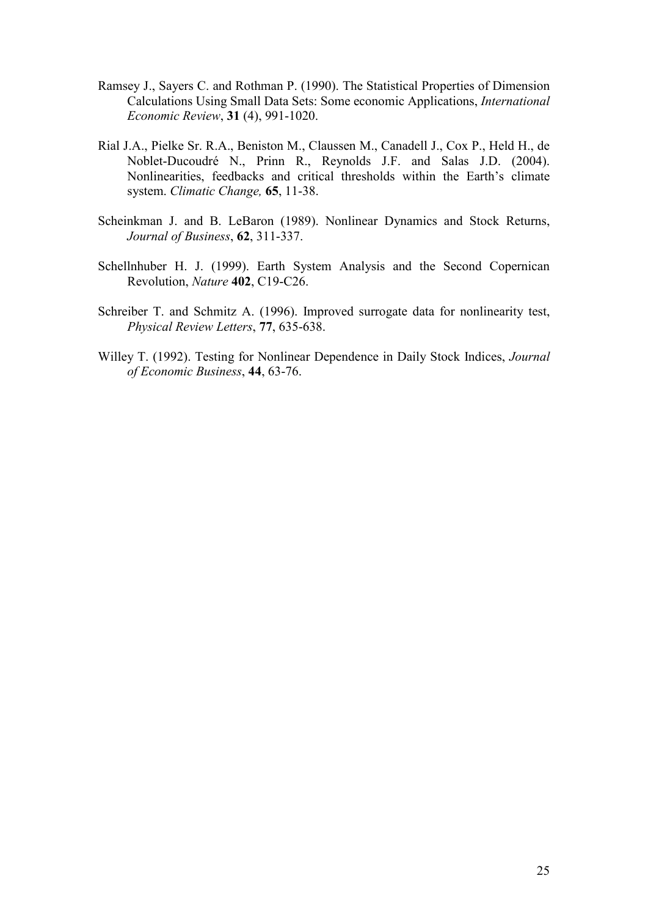Ramsey J., Sayers C. and Rothman P. (1990). The Statistical Properties of Dimension Calculations Using Small Data Sets: Some economic Applications, *International Economic Review*, **31** (4), 991-1020.

Rial J.A., Pielke Sr. R.A., Beniston M., Claussen M., Canadell J., Cox P., Held H., de Noblet-Ducoudré N., Prinn R., Reynolds J.F. and Salas J.D. (2004). Nonlinearities, feedbacks and critical thresholds within the Earth's climate system. *Climatic Change,* **65**, 11-38.

Scheinkman J. and B. LeBaron (1989). Nonlinear Dynamics and Stock Returns, *Journal of Business*, **62**, 311-337.

Schellnhuber H. J. (1999). Earth System Analysis and the Second Copernican Revolution, *Nature* **402**, C19-C26.

Schreiber T. and Schmitz A. (1996). Improved surrogate data for nonlinearity test, *Physical Review Letters*, **77**, 635-638.

Willey T. (1992). Testing for Nonlinear Dependence in Daily Stock Indices, *Journal of Economic Business*, **44**, 63-76.